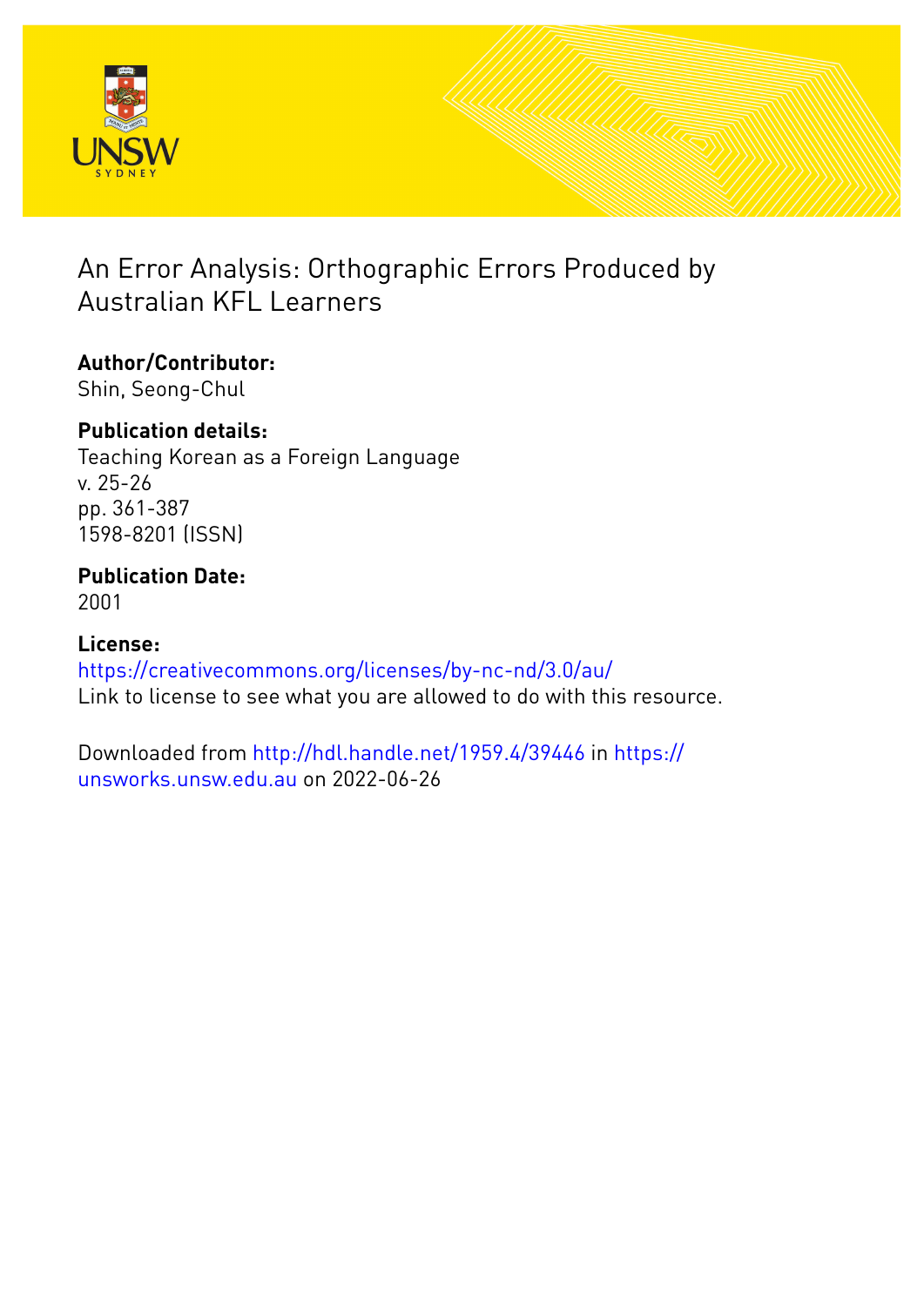# An Error Analysis: Orthographic Errors Produced by Australian KFL Learners

**Author/Contributor:**
Shin, Seong-Chul

**Publication details:**
Teaching Korean as a Foreign Language
v. 25-26
pp. 361-387
1598-8201 (ISSN)

**Publication Date:**
2001

**License:**
https://creativecommons.org/licenses/by-nc-nd/3.0/au/
Link to license to see what you are allowed to do with this resource.

Downloaded from http://hdl.handle.net/1959.4/39446 in https://unsworks.unsw.edu.au on 2022-06-26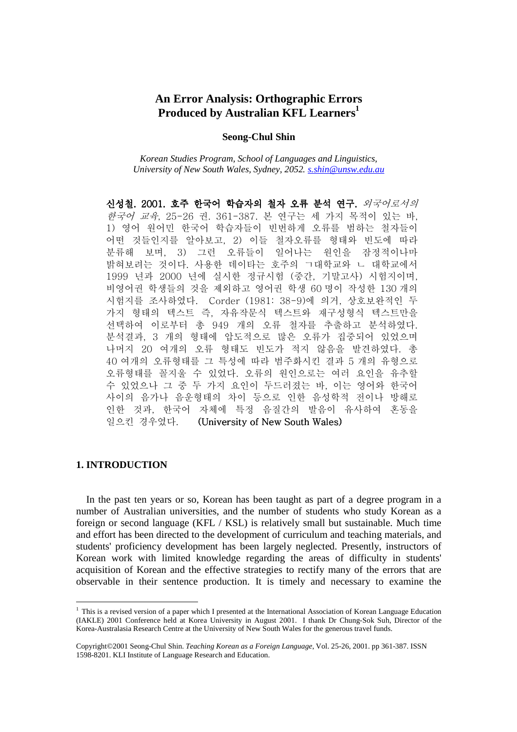# An Error Analysis: Orthographic Errors Produced by Australian KFL Learners[1]

**Seong-Chul Shin**

*Korean Studies Program, School of Languages and Linguistics, University of New South Wales, Sydney, 2052. s.shin@unsw.edu.au*

**신성철. 2001. 호주 한국어 학습자의 철자 오류 분석 연구.** *외국어로서의 한국어 교육*, 25-26 권. 361-387. 본 연구는 세 가지 목적이 있는 바, 1) 영어 원어민 한국어 학습자들이 빈번하게 오류를 범하는 철자들이 어떤 것들인지를 알아보고, 2) 이들 철자오류를 형태와 빈도에 따라 분류해 보며, 3) 그런 오류들이 일어나는 원인을 잠정적이나마 밝혀보려는 것이다. 사용한 데이타는 호주의 ㄱ대학교와 ㄴ 대학교에서 1999 년과 2000 년에 실시한 정규시험 (중간, 기말고사) 시험지이며, 비영어권 학생들의 것을 제외하고 영어권 학생 60 명이 작성한 130 개의 시험지를 조사하였다. Corder (1981: 38-9)에 의거, 상호보완적인 두 가지 형태의 텍스트 즉, 자유작문식 텍스트와 재구성형식 텍스트만을 선택하여 이로부터 총 949 개의 오류 철자를 추출하고 분석하였다. 분석결과, 3 개의 형태에 압도적으로 많은 오류가 집중되어 있었으며 나머지 20 여개의 오류 형태도 빈도가 적지 않음을 발견하였다. 총 40 여개의 오류형태를 그 특성에 따라 범주화시킨 결과 5 개의 유형으로 오류형태를 꼴지울 수 있었다. 오류의 원인으로는 여러 요인을 유추할 수 있었으나 그 중 두 가지 요인이 두드러졌는 바, 이는 영어와 한국어 사이의 음가나 음운형태의 차이 등으로 인한 음성학적 전이나 방해로 인한 것과, 한국어 자체에 특정 음질간의 발음이 유사하여 혼동을 일으킨 경우였다. **(University of New South Wales)**

## 1. INTRODUCTION

In the past ten years or so, Korean has been taught as part of a degree program in a number of Australian universities, and the number of students who study Korean as a foreign or second language (KFL / KSL) is relatively small but sustainable. Much time and effort has been directed to the development of curriculum and teaching materials, and students' proficiency development has been largely neglected. Presently, instructors of Korean work with limited knowledge regarding the areas of difficulty in students' acquisition of Korean and the effective strategies to rectify many of the errors that are observable in their sentence production. It is timely and necessary to examine the

[1] This is a revised version of a paper which I presented at the International Association of Korean Language Education (IAKLE) 2001 Conference held at Korea University in August 2001. I thank Dr Chung-Sok Suh, Director of the Korea-Australasia Research Centre at the University of New South Wales for the generous travel funds.

Copyright©2001 Seong-Chul Shin. *Teaching Korean as a Foreign Language*, Vol. 25-26, 2001. pp 361-387. ISSN 1598-8201. KLI Institute of Language Research and Education.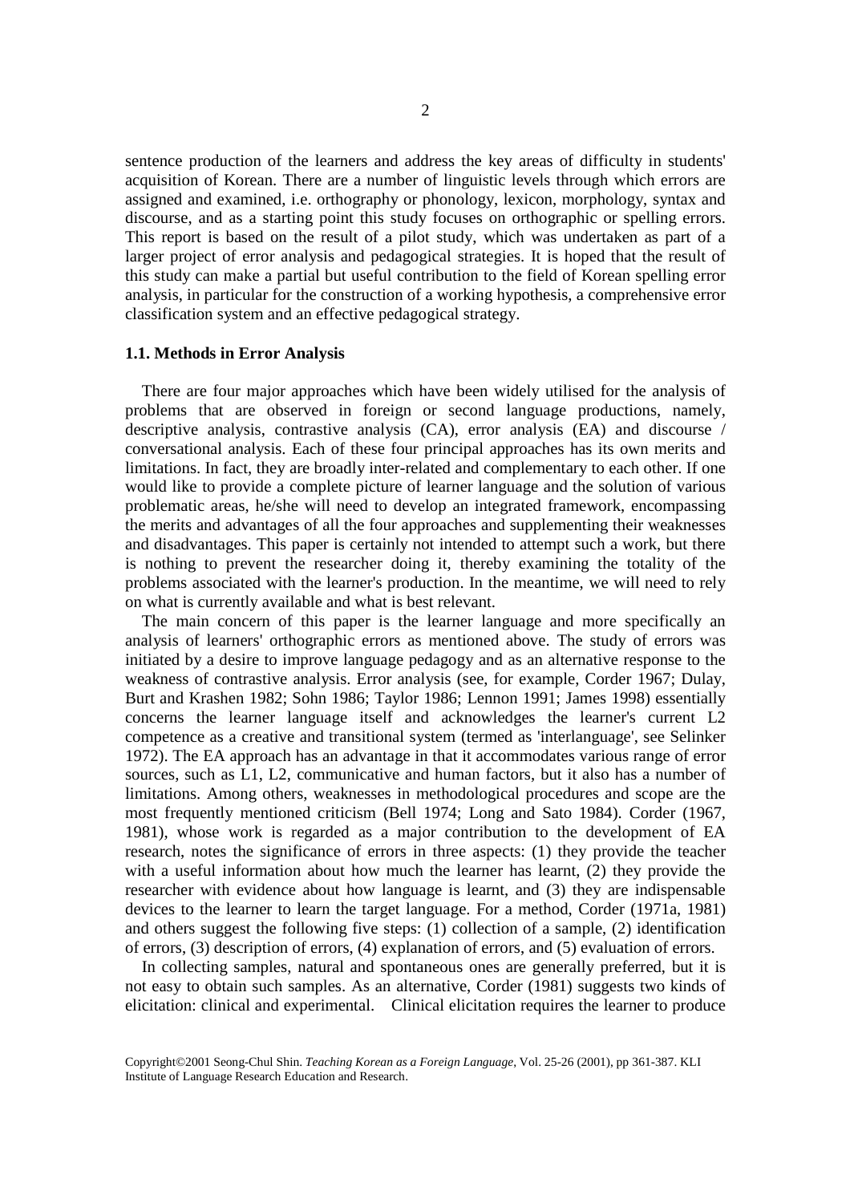sentence production of the learners and address the key areas of difficulty in students' acquisition of Korean. There are a number of linguistic levels through which errors are assigned and examined, i.e. orthography or phonology, lexicon, morphology, syntax and discourse, and as a starting point this study focuses on orthographic or spelling errors. This report is based on the result of a pilot study, which was undertaken as part of a larger project of error analysis and pedagogical strategies. It is hoped that the result of this study can make a partial but useful contribution to the field of Korean spelling error analysis, in particular for the construction of a working hypothesis, a comprehensive error classification system and an effective pedagogical strategy.

### 1.1. Methods in Error Analysis

There are four major approaches which have been widely utilised for the analysis of problems that are observed in foreign or second language productions, namely, descriptive analysis, contrastive analysis (CA), error analysis (EA) and discourse / conversational analysis. Each of these four principal approaches has its own merits and limitations. In fact, they are broadly inter-related and complementary to each other. If one would like to provide a complete picture of learner language and the solution of various problematic areas, he/she will need to develop an integrated framework, encompassing the merits and advantages of all the four approaches and supplementing their weaknesses and disadvantages. This paper is certainly not intended to attempt such a work, but there is nothing to prevent the researcher doing it, thereby examining the totality of the problems associated with the learner's production. In the meantime, we will need to rely on what is currently available and what is best relevant.

The main concern of this paper is the learner language and more specifically an analysis of learners' orthographic errors as mentioned above. The study of errors was initiated by a desire to improve language pedagogy and as an alternative response to the weakness of contrastive analysis. Error analysis (see, for example, Corder 1967; Dulay, Burt and Krashen 1982; Sohn 1986; Taylor 1986; Lennon 1991; James 1998) essentially concerns the learner language itself and acknowledges the learner's current L2 competence as a creative and transitional system (termed as 'interlanguage', see Selinker 1972). The EA approach has an advantage in that it accommodates various range of error sources, such as L1, L2, communicative and human factors, but it also has a number of limitations. Among others, weaknesses in methodological procedures and scope are the most frequently mentioned criticism (Bell 1974; Long and Sato 1984). Corder (1967, 1981), whose work is regarded as a major contribution to the development of EA research, notes the significance of errors in three aspects: (1) they provide the teacher with a useful information about how much the learner has learnt, (2) they provide the researcher with evidence about how language is learnt, and (3) they are indispensable devices to the learner to learn the target language. For a method, Corder (1971a, 1981) and others suggest the following five steps: (1) collection of a sample, (2) identification of errors, (3) description of errors, (4) explanation of errors, and (5) evaluation of errors.

In collecting samples, natural and spontaneous ones are generally preferred, but it is not easy to obtain such samples. As an alternative, Corder (1981) suggests two kinds of elicitation: clinical and experimental. Clinical elicitation requires the learner to produce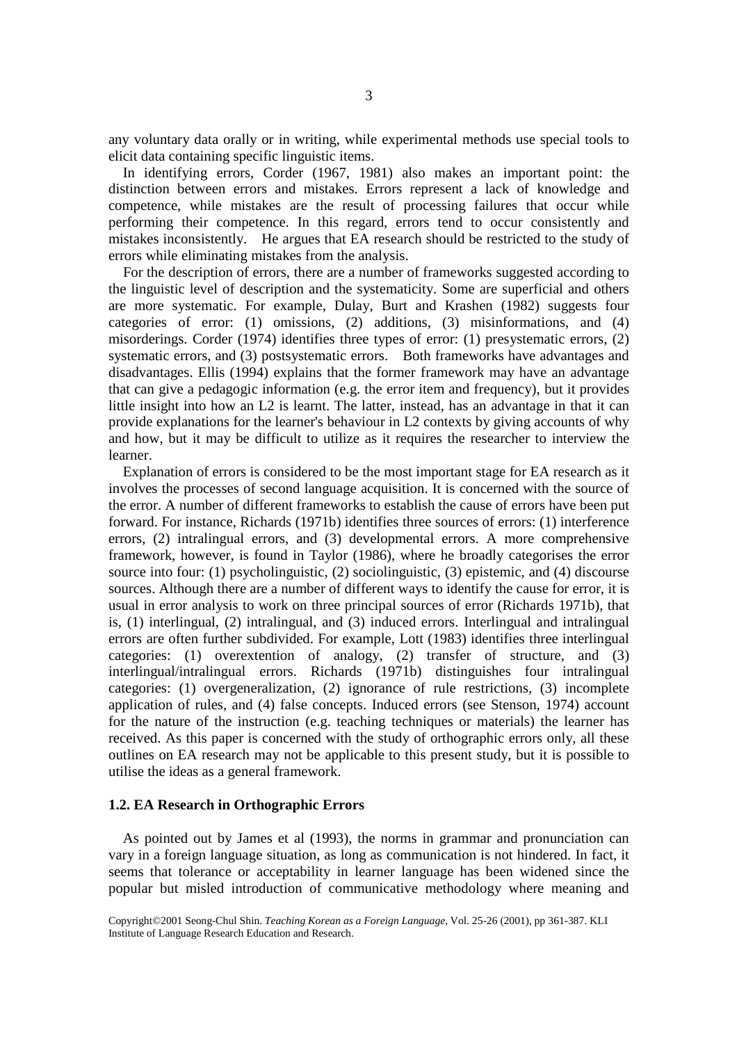any voluntary data orally or in writing, while experimental methods use special tools to elicit data containing specific linguistic items.

In identifying errors, Corder (1967, 1981) also makes an important point: the distinction between errors and mistakes. Errors represent a lack of knowledge and competence, while mistakes are the result of processing failures that occur while performing their competence. In this regard, errors tend to occur consistently and mistakes inconsistently. He argues that EA research should be restricted to the study of errors while eliminating mistakes from the analysis.

For the description of errors, there are a number of frameworks suggested according to the linguistic level of description and the systematicity. Some are superficial and others are more systematic. For example, Dulay, Burt and Krashen (1982) suggests four categories of error: (1) omissions, (2) additions, (3) misinformations, and (4) misorderings. Corder (1974) identifies three types of error: (1) presystematic errors, (2) systematic errors, and (3) postsystematic errors. Both frameworks have advantages and disadvantages. Ellis (1994) explains that the former framework may have an advantage that can give a pedagogic information (e.g. the error item and frequency), but it provides little insight into how an L2 is learnt. The latter, instead, has an advantage in that it can provide explanations for the learner's behaviour in L2 contexts by giving accounts of why and how, but it may be difficult to utilize as it requires the researcher to interview the learner.

Explanation of errors is considered to be the most important stage for EA research as it involves the processes of second language acquisition. It is concerned with the source of the error. A number of different frameworks to establish the cause of errors have been put forward. For instance, Richards (1971b) identifies three sources of errors: (1) interference errors, (2) intralingual errors, and (3) developmental errors. A more comprehensive framework, however, is found in Taylor (1986), where he broadly categorises the error source into four: (1) psycholinguistic, (2) sociolinguistic, (3) epistemic, and (4) discourse sources. Although there are a number of different ways to identify the cause for error, it is usual in error analysis to work on three principal sources of error (Richards 1971b), that is, (1) interlingual, (2) intralingual, and (3) induced errors. Interlingual and intralingual errors are often further subdivided. For example, Lott (1983) identifies three interlingual categories: (1) overextention of analogy, (2) transfer of structure, and (3) interlingual/intralingual errors. Richards (1971b) distinguishes four intralingual categories: (1) overgeneralization, (2) ignorance of rule restrictions, (3) incomplete application of rules, and (4) false concepts. Induced errors (see Stenson, 1974) account for the nature of the instruction (e.g. teaching techniques or materials) the learner has received. As this paper is concerned with the study of orthographic errors only, all these outlines on EA research may not be applicable to this present study, but it is possible to utilise the ideas as a general framework.

### 1.2. EA Research in Orthographic Errors

As pointed out by James et al (1993), the norms in grammar and pronunciation can vary in a foreign language situation, as long as communication is not hindered. In fact, it seems that tolerance or acceptability in learner language has been widened since the popular but misled introduction of communicative methodology where meaning and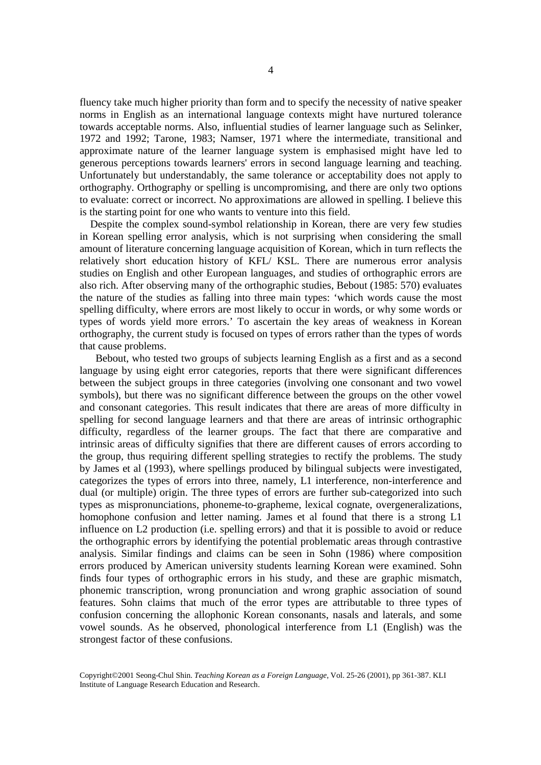fluency take much higher priority than form and to specify the necessity of native speaker norms in English as an international language contexts might have nurtured tolerance towards acceptable norms. Also, influential studies of learner language such as Selinker, 1972 and 1992; Tarone, 1983; Namser, 1971 where the intermediate, transitional and approximate nature of the learner language system is emphasised might have led to generous perceptions towards learners' errors in second language learning and teaching. Unfortunately but understandably, the same tolerance or acceptability does not apply to orthography. Orthography or spelling is uncompromising, and there are only two options to evaluate: correct or incorrect. No approximations are allowed in spelling. I believe this is the starting point for one who wants to venture into this field.

Despite the complex sound-symbol relationship in Korean, there are very few studies in Korean spelling error analysis, which is not surprising when considering the small amount of literature concerning language acquisition of Korean, which in turn reflects the relatively short education history of KFL/ KSL. There are numerous error analysis studies on English and other European languages, and studies of orthographic errors are also rich. After observing many of the orthographic studies, Bebout (1985: 570) evaluates the nature of the studies as falling into three main types: 'which words cause the most spelling difficulty, where errors are most likely to occur in words, or why some words or types of words yield more errors.' To ascertain the key areas of weakness in Korean orthography, the current study is focused on types of errors rather than the types of words that cause problems.

Bebout, who tested two groups of subjects learning English as a first and as a second language by using eight error categories, reports that there were significant differences between the subject groups in three categories (involving one consonant and two vowel symbols), but there was no significant difference between the groups on the other vowel and consonant categories. This result indicates that there are areas of more difficulty in spelling for second language learners and that there are areas of intrinsic orthographic difficulty, regardless of the learner groups. The fact that there are comparative and intrinsic areas of difficulty signifies that there are different causes of errors according to the group, thus requiring different spelling strategies to rectify the problems. The study by James et al (1993), where spellings produced by bilingual subjects were investigated, categorizes the types of errors into three, namely, L1 interference, non-interference and dual (or multiple) origin. The three types of errors are further sub-categorized into such types as mispronunciations, phoneme-to-grapheme, lexical cognate, overgeneralizations, homophone confusion and letter naming. James et al found that there is a strong L1 influence on L2 production (i.e. spelling errors) and that it is possible to avoid or reduce the orthographic errors by identifying the potential problematic areas through contrastive analysis. Similar findings and claims can be seen in Sohn (1986) where composition errors produced by American university students learning Korean were examined. Sohn finds four types of orthographic errors in his study, and these are graphic mismatch, phonemic transcription, wrong pronunciation and wrong graphic association of sound features. Sohn claims that much of the error types are attributable to three types of confusion concerning the allophonic Korean consonants, nasals and laterals, and some vowel sounds. As he observed, phonological interference from L1 (English) was the strongest factor of these confusions.

Copyright©2001 Seong-Chul Shin. *Teaching Korean as a Foreign Language*, Vol. 25-26 (2001), pp 361-387. KLI Institute of Language Research Education and Research.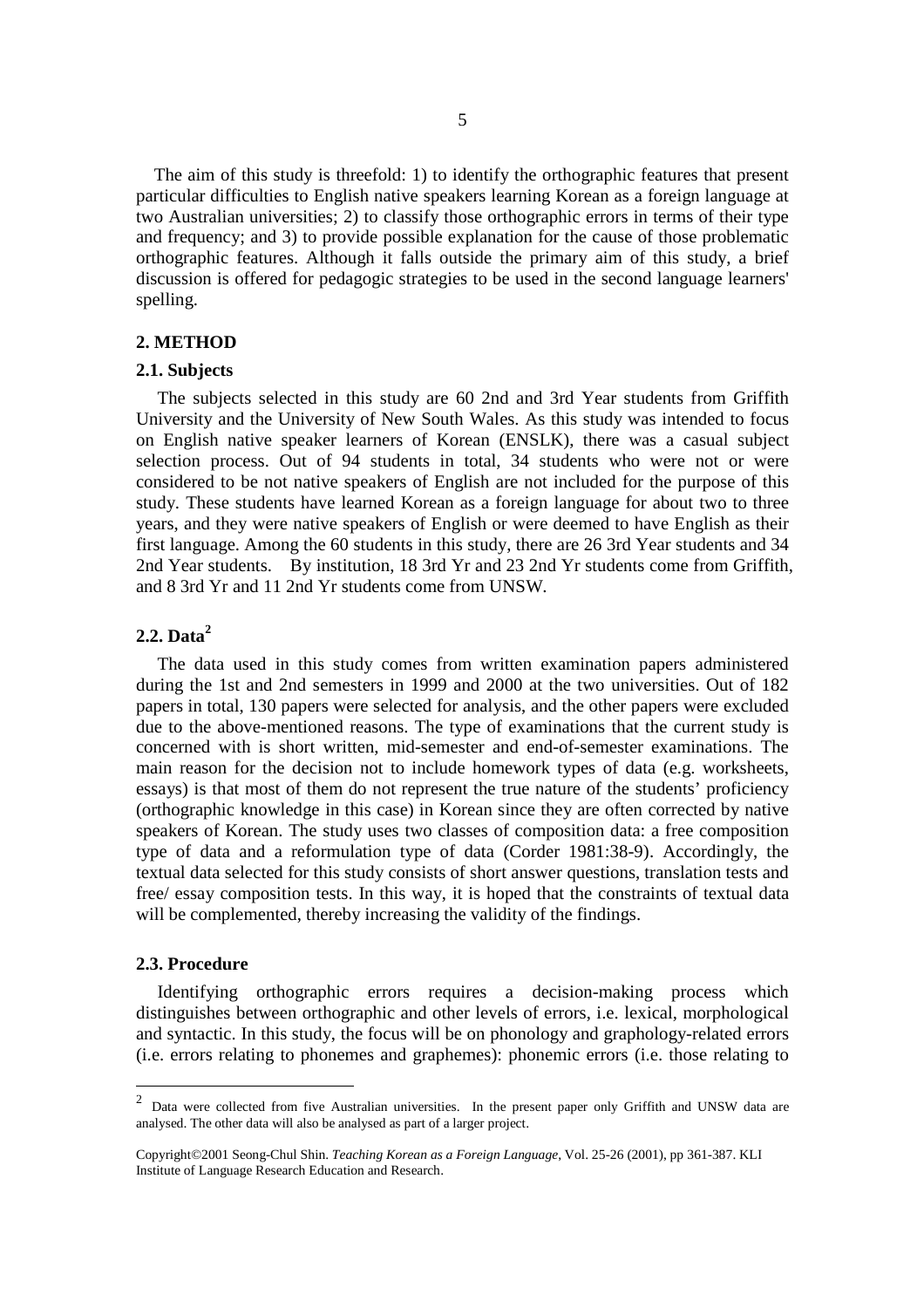The aim of this study is threefold: 1) to identify the orthographic features that present particular difficulties to English native speakers learning Korean as a foreign language at two Australian universities; 2) to classify those orthographic errors in terms of their type and frequency; and 3) to provide possible explanation for the cause of those problematic orthographic features. Although it falls outside the primary aim of this study, a brief discussion is offered for pedagogic strategies to be used in the second language learners' spelling.

## 2. METHOD

### 2.1. Subjects

The subjects selected in this study are 60 2nd and 3rd Year students from Griffith University and the University of New South Wales. As this study was intended to focus on English native speaker learners of Korean (ENSLK), there was a casual subject selection process. Out of 94 students in total, 34 students who were not or were considered to be not native speakers of English are not included for the purpose of this study. These students have learned Korean as a foreign language for about two to three years, and they were native speakers of English or were deemed to have English as their first language. Among the 60 students in this study, there are 26 3rd Year students and 34 2nd Year students. By institution, 18 3rd Yr and 23 2nd Yr students come from Griffith, and 8 3rd Yr and 11 2nd Yr students come from UNSW.

### 2.2. Data[2]

The data used in this study comes from written examination papers administered during the 1st and 2nd semesters in 1999 and 2000 at the two universities. Out of 182 papers in total, 130 papers were selected for analysis, and the other papers were excluded due to the above-mentioned reasons. The type of examinations that the current study is concerned with is short written, mid-semester and end-of-semester examinations. The main reason for the decision not to include homework types of data (e.g. worksheets, essays) is that most of them do not represent the true nature of the students' proficiency (orthographic knowledge in this case) in Korean since they are often corrected by native speakers of Korean. The study uses two classes of composition data: a free composition type of data and a reformulation type of data (Corder 1981:38-9). Accordingly, the textual data selected for this study consists of short answer questions, translation tests and free/ essay composition tests. In this way, it is hoped that the constraints of textual data will be complemented, thereby increasing the validity of the findings.

### 2.3. Procedure

Identifying orthographic errors requires a decision-making process which distinguishes between orthographic and other levels of errors, i.e. lexical, morphological and syntactic. In this study, the focus will be on phonology and graphology-related errors (i.e. errors relating to phonemes and graphemes): phonemic errors (i.e. those relating to

---

[2] Data were collected from five Australian universities. In the present paper only Griffith and UNSW data are analysed. The other data will also be analysed as part of a larger project.

Copyright©2001 Seong-Chul Shin. *Teaching Korean as a Foreign Language*, Vol. 25-26 (2001), pp 361-387. KLI Institute of Language Research Education and Research.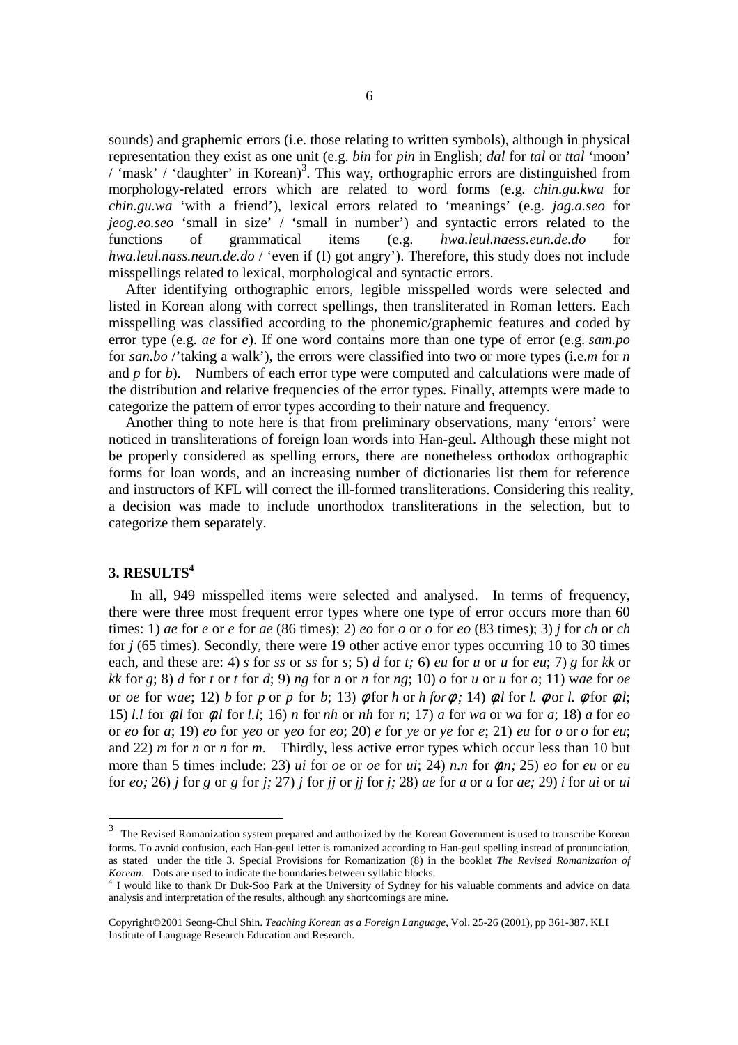sounds) and graphemic errors (i.e. those relating to written symbols), although in physical representation they exist as one unit (e.g. *bin* for *pin* in English; *dal* for *tal* or *ttal* 'moon' / 'mask' / 'daughter' in Korean)[3]. This way, orthographic errors are distinguished from morphology-related errors which are related to word forms (e.g. *chin.gu.kwa* for *chin.gu.wa* 'with a friend'), lexical errors related to 'meanings' (e.g. *jag.a.seo* for *jeog.eo.seo* 'small in size' / 'small in number') and syntactic errors related to the functions of grammatical items (e.g. *hwa.leul.naess.eun.de.do* for *hwa.leul.nass.neun.de.do* / 'even if (I) got angry'). Therefore, this study does not include misspellings related to lexical, morphological and syntactic errors.

After identifying orthographic errors, legible misspelled words were selected and listed in Korean along with correct spellings, then transliterated in Roman letters. Each misspelling was classified according to the phonemic/graphemic features and coded by error type (e.g. *ae* for *e*). If one word contains more than one type of error (e.g. *sam.po* for *san.bo* /'taking a walk'), the errors were classified into two or more types (i.e.*m* for *n* and *p* for *b*). Numbers of each error type were computed and calculations were made of the distribution and relative frequencies of the error types. Finally, attempts were made to categorize the pattern of error types according to their nature and frequency.

Another thing to note here is that from preliminary observations, many 'errors' were noticed in transliterations of foreign loan words into Han-geul. Although these might not be properly considered as spelling errors, there are nonetheless orthodox orthographic forms for loan words, and an increasing number of dictionaries list them for reference and instructors of KFL will correct the ill-formed transliterations. Considering this reality, a decision was made to include unorthodox transliterations in the selection, but to categorize them separately.

## 3. RESULTS[4]

In all, 949 misspelled items were selected and analysed. In terms of frequency, there were three most frequent error types where one type of error occurs more than 60 times: 1) *ae* for *e* or *e* for *ae* (86 times); 2) *eo* for *o* or *o* for *eo* (83 times); 3) *j* for *ch* or *ch* for *j* (65 times). Secondly, there were 19 other active error types occurring 10 to 30 times each, and these are: 4) *s* for *ss* or *ss* for *s*; 5) *d* for *t;* 6) *eu* for *u* or *u* for *eu*; 7) *g* for *kk* or *kk* for *g*; 8) *d* for *t* or *t* for *d*; 9) *ng* for *n* or *n* for *ng*; 10) *o* for *u* or *u* for *o*; 11) *wae* for *oe* or *oe* for *wae*; 12) *b* for *p* or *p* for *b*; 13) *ϕ* for *h* or *h for ϕ;* 14) *ϕ.l* for *l.* *ϕ* or *l.* *ϕ* for *ϕ.l*; 15) *l.l* for *ϕ.l* for *ϕ.l* for *l.l*; 16) *n* for *nh* or *nh* for *n*; 17) *a* for *wa* or *wa* for *a*; 18) *a* for *eo* or *eo* for *a*; 19) *eo* for *yeo* or *yeo* for *eo*; 20) *e* for *ye* or *ye* for *e*; 21) *eu* for *o* or *o* for *eu*; and 22) *m* for *n* or *n* for *m*. Thirdly, less active error types which occur less than 10 but more than 5 times include: 23) *ui* for *oe* or *oe* for *ui*; 24) *n.n* for *ϕ.n;* 25) *eo* for *eu* or *eu* for *eo;* 26) *j* for *g* or *g* for *j;* 27) *j* for *jj* or *jj* for *j;* 28) *ae* for *a* or *a* for *ae;* 29) *i* for *ui* or *ui*

---

[3] The Revised Romanization system prepared and authorized by the Korean Government is used to transcribe Korean forms. To avoid confusion, each Han-geul letter is romanized according to Han-geul spelling instead of pronunciation, as stated under the title 3. Special Provisions for Romanization (8) in the booklet *The Revised Romanization of Korean*. Dots are used to indicate the boundaries between syllabic blocks.

[4] I would like to thank Dr Duk-Soo Park at the University of Sydney for his valuable comments and advice on data analysis and interpretation of the results, although any shortcomings are mine.

Copyright©2001 Seong-Chul Shin. *Teaching Korean as a Foreign Language*, Vol. 25-26 (2001), pp 361-387. KLI Institute of Language Research Education and Research.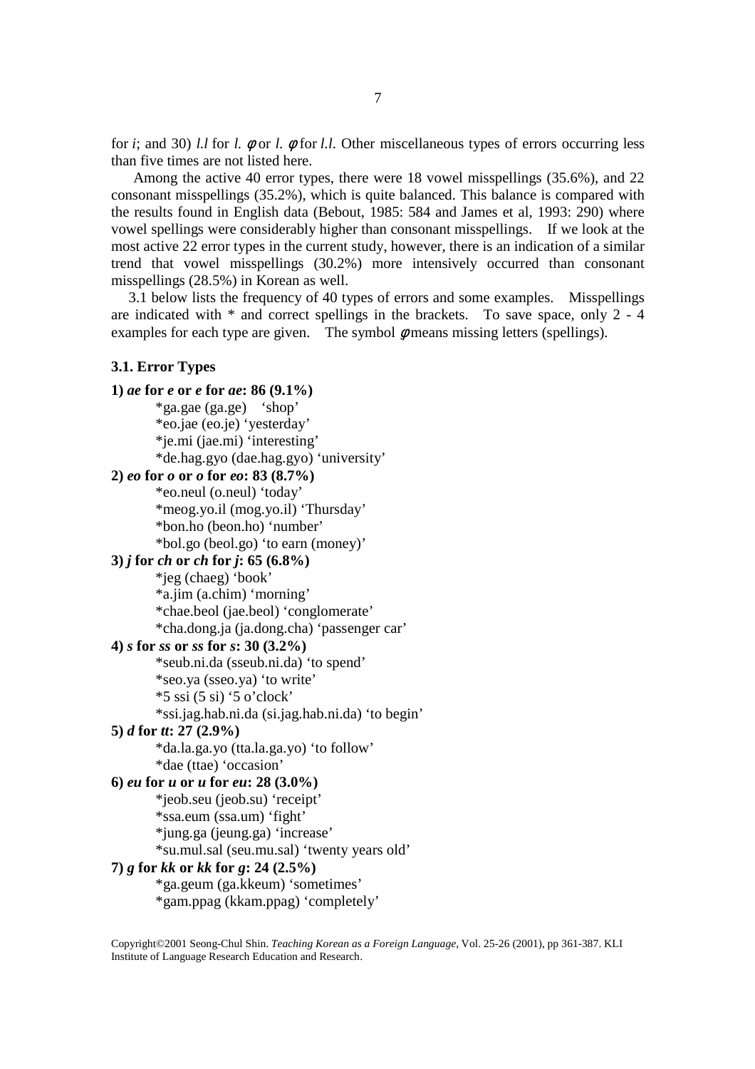for *i*; and 30) *l.l* for *l.* $\phi$ or *l.* $\phi$ for *l.l*. Other miscellaneous types of errors occurring less than five times are not listed here.

Among the active 40 error types, there were 18 vowel misspellings (35.6%), and 22 consonant misspellings (35.2%), which is quite balanced. This balance is compared with the results found in English data (Bebout, 1985: 584 and James et al, 1993: 290) where vowel spellings were considerably higher than consonant misspellings. If we look at the most active 22 error types in the current study, however, there is an indication of a similar trend that vowel misspellings (30.2%) more intensively occurred than consonant misspellings (28.5%) in Korean as well.

3.1 below lists the frequency of 40 types of errors and some examples. Misspellings are indicated with * and correct spellings in the brackets. To save space, only 2 - 4 examples for each type are given. The symbol $\phi$ means missing letters (spellings).

### 3.1. Error Types

**1) *ae* for *e* or *e* for *ae*: 86 (9.1%)**

- *ga.gae (ga.ge) 'shop'
- *eo.jae (eo.je) 'yesterday'
- *je.mi (jae.mi) 'interesting'
- *de.hag.gyo (dae.hag.gyo) 'university'

**2) *eo* for *o* or *o* for *eo*: 83 (8.7%)**

- *eo.neul (o.neul) 'today'
- *meog.yo.il (mog.yo.il) 'Thursday'
- *bon.ho (beon.ho) 'number'
- *bol.go (beol.go) 'to earn (money)'

**3) *j* for *ch* or *ch* for *j*: 65 (6.8%)**

- *jeg (chaeg) 'book'
- *a.jim (a.chim) 'morning'
- *chae.beol (jae.beol) 'conglomerate'
- *cha.dong.ja (ja.dong.cha) 'passenger car'

**4) *s* for *ss* or *ss* for *s*: 30 (3.2%)**

- *seub.ni.da (sseub.ni.da) 'to spend'
- *seo.ya (sseo.ya) 'to write'
- *5 ssi (5 si) '5 o'clock'
- *ssi.jag.hab.ni.da (si.jag.hab.ni.da) 'to begin'

**5) *d* for *tt*: 27 (2.9%)**

- *da.la.ga.yo (tta.la.ga.yo) 'to follow'
- *dae (ttae) 'occasion'

**6) *eu* for *u* or *u* for *eu*: 28 (3.0%)**

- *jeob.seu (jeob.su) 'receipt'
- *ssa.eum (ssa.um) 'fight'
- *jung.ga (jeung.ga) 'increase'
- *su.mul.sal (seu.mu.sal) 'twenty years old'

**7) *g* for *kk* or *kk* for *g*: 24 (2.5%)**

- *ga.geum (ga.kkeum) 'sometimes'
- *gam.ppag (kkam.ppag) 'completely'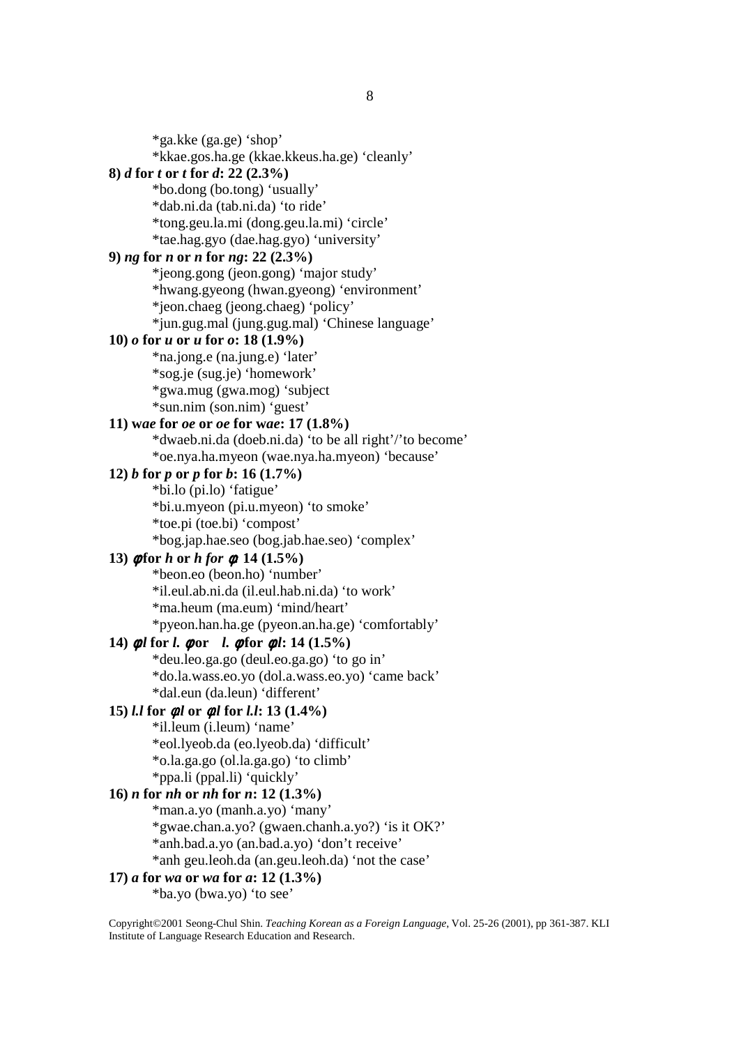*ga.kke (ga.ge) ‘shop’
*kkae.gos.ha.ge (kkae.kkeus.ha.ge) ‘cleanly’

**8) *d* for *t* or *t* for *d*: 22 (2.3%)**

*bo.dong (bo.tong) ‘usually’
*dab.ni.da (tab.ni.da) ‘to ride’
*tong.geu.la.mi (dong.geu.la.mi) ‘circle’
*tae.hag.gyo (dae.hag.gyo) ‘university’

**9) *ng* for *n* or *n* for *ng*: 22 (2.3%)**

*jeong.gong (jeon.gong) ‘major study’
*hwang.gyeong (hwan.gyeong) ‘environment’
*jeon.chaeg (jeong.chaeg) ‘policy’
*jun.gug.mal (jung.gug.mal) ‘Chinese language’

**10) *o* for *u* or *u* for *o*: 18 (1.9%)**

*na.jong.e (na.jung.e) ‘later’
*sog.je (sug.je) ‘homework’
*gwa.mug (gwa.mog) ‘subject
*sun.nim (son.nim) ‘guest’

**11) w*ae* for *oe* or *oe* for w*ae*: 17 (1.8%)**

*dwaeb.ni.da (doeb.ni.da) ‘to be all right’/’to become’
*oe.nya.ha.myeon (wae.nya.ha.myeon) ‘because’

**12) *b* for *p* or *p* for *b*: 16 (1.7%)**

*bi.lo (pi.lo) ‘fatigue’
*bi.u.myeon (pi.u.myeon) ‘to smoke’
*toe.pi (toe.bi) ‘compost’
*bog.jap.hae.seo (bog.jab.hae.seo) ‘complex’

**13) *ϕ* for *h* or *h for ϕ*: 14 (1.5%)**

*beon.eo (beon.ho) ‘number’
*il.eul.ab.ni.da (il.eul.hab.ni.da) ‘to work’
*ma.heum (ma.eum) ‘mind/heart’
*pyeon.han.ha.ge (pyeon.an.ha.ge) ‘comfortably’

**14) *ϕl* for *l. ϕ* or *l. ϕ* for *ϕl*: 14 (1.5%)**

*deu.leo.ga.go (deul.eo.ga.go) ‘to go in’
*do.la.wass.eo.yo (dol.a.wass.eo.yo) ‘came back’
*dal.eun (da.leun) ‘different’

**15) *l.l* for *ϕl* or *ϕl* for *l.l*: 13 (1.4%)**

*il.leum (i.leum) ‘name’
*eol.lyeob.da (eo.lyeob.da) ‘difficult’
*o.la.ga.go (ol.la.ga.go) ‘to climb’
*ppa.li (ppal.li) ‘quickly’

**16) *n* for *nh* or *nh* for *n*: 12 (1.3%)**

*man.a.yo (manh.a.yo) ‘many’
*gwae.chan.a.yo? (gwaen.chanh.a.yo?) ‘is it OK?’
*anh.bad.a.yo (an.bad.a.yo) ‘don’t receive’
*anh geu.leoh.da (an.geu.leoh.da) ‘not the case’

**17) *a* for *wa* or *wa* for *a*: 12 (1.3%)**

*ba.yo (bwa.yo) ‘to see’

Copyright©2001 Seong-Chul Shin. *Teaching Korean as a Foreign Language*, Vol. 25-26 (2001), pp 361-387. KLI Institute of Language Research Education and Research.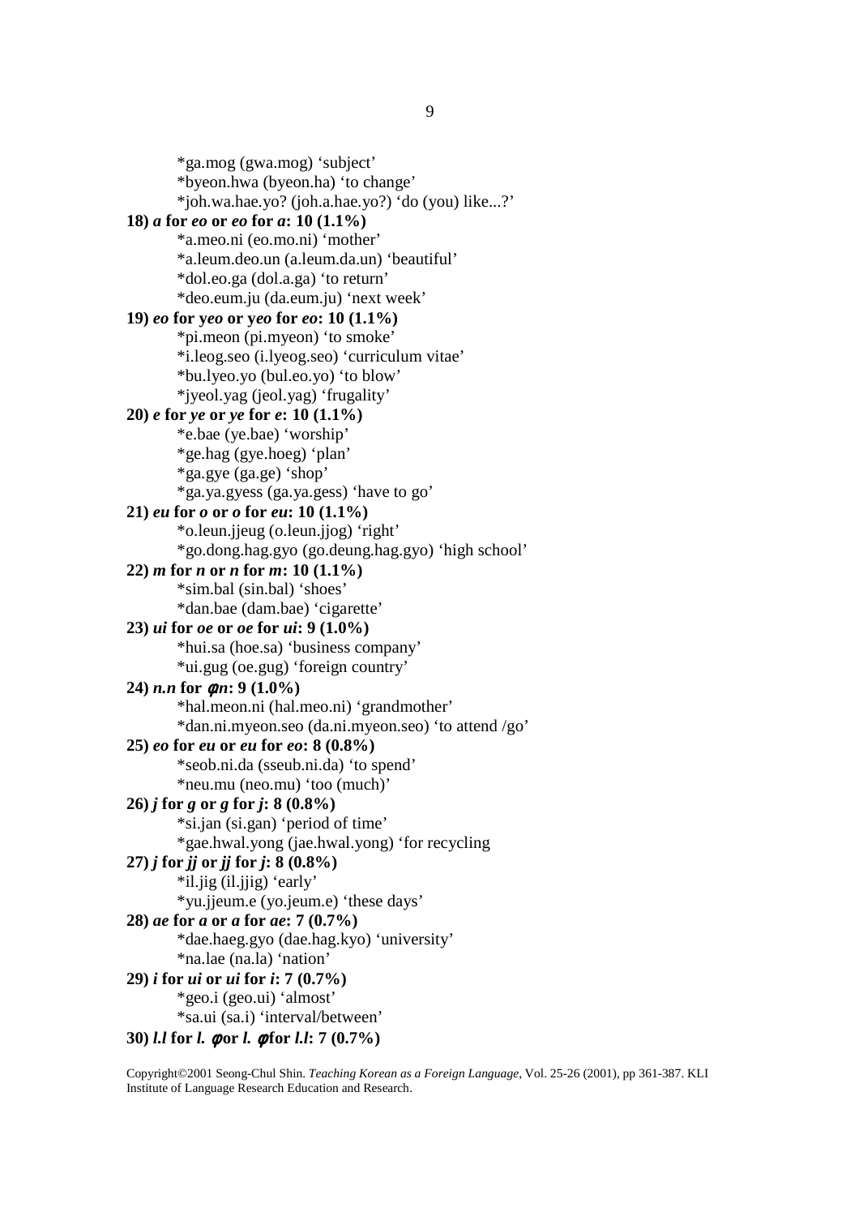\*ga.mog (gwa.mog) 'subject'
\*byeon.hwa (byeon.ha) 'to change'
\*joh.wa.hae.yo? (joh.a.hae.yo?) 'do (you) like...?'

**18)** ***a* for *eo* or *eo* for *a*: 10 (1.1%)**
\*a.meo.ni (eo.mo.ni) 'mother'
\*a.leum.deo.un (a.leum.da.un) 'beautiful'
\*dol.eo.ga (dol.a.ga) 'to return'
\*deo.eum.ju (da.eum.ju) 'next week'

**19)** ***eo* for *yeo* or *yeo* for *eo*: 10 (1.1%)**
\*pi.meon (pi.myeon) 'to smoke'
\*i.leog.seo (i.lyeog.seo) 'curriculum vitae'
\*bu.lyeo.yo (bul.eo.yo) 'to blow'
\*jyeol.yag (jeol.yag) 'frugality'

**20)** ***e* for *ye* or *ye* for *e*: 10 (1.1%)**
\*e.bae (ye.bae) 'worship'
\*ge.hag (gye.hoeg) 'plan'
\*ga.gye (ga.ge) 'shop'
\*ga.ya.gyess (ga.ya.gess) 'have to go'

**21)** ***eu* for *o* or *o* for *eu*: 10 (1.1%)**
\*o.leun.jjeug (o.leun.jjog) 'right'
\*go.dong.hag.gyo (go.deung.hag.gyo) 'high school'

**22)** ***m* for *n* or *n* for *m*: 10 (1.1%)**
\*sim.bal (sin.bal) 'shoes'
\*dan.bae (dam.bae) 'cigarette'

**23)** ***ui* for *oe* or *oe* for *ui*: 9 (1.0%)**
\*hui.sa (hoe.sa) 'business company'
\*ui.gug (oe.gug) 'foreign country'

**24)** ***n.n* for *ϕn*: 9 (1.0%)**
\*hal.meon.ni (hal.meo.ni) 'grandmother'
\*dan.ni.myeon.seo (da.ni.myeon.seo) 'to attend /go'

**25)** ***eo* for *eu* or *eu* for *eo*: 8 (0.8%)**
\*seob.ni.da (sseub.ni.da) 'to spend'
\*neu.mu (neo.mu) 'too (much)'

**26)** ***j* for *g* or *g* for *j*: 8 (0.8%)**
\*si.jan (si.gan) 'period of time'
\*gae.hwal.yong (jae.hwal.yong) 'for recycling

**27)** ***j* for *jj* or *jj* for *j*: 8 (0.8%)**
\*il.jig (il.jjig) 'early'
\*yu.jjeum.e (yo.jeum.e) 'these days'

**28)** ***ae* for *a* or *a* for *ae*: 7 (0.7%)**
\*dae.haeg.gyo (dae.hag.kyo) 'university'
\*na.lae (na.la) 'nation'

**29)** ***i* for *ui* or *ui* for *i*: 7 (0.7%)**
\*geo.i (geo.ui) 'almost'
\*sa.ui (sa.i) 'interval/between'

**30)** ***l.l* for *l.ϕ* or *l.ϕ* for *l.l*: 7 (0.7%)**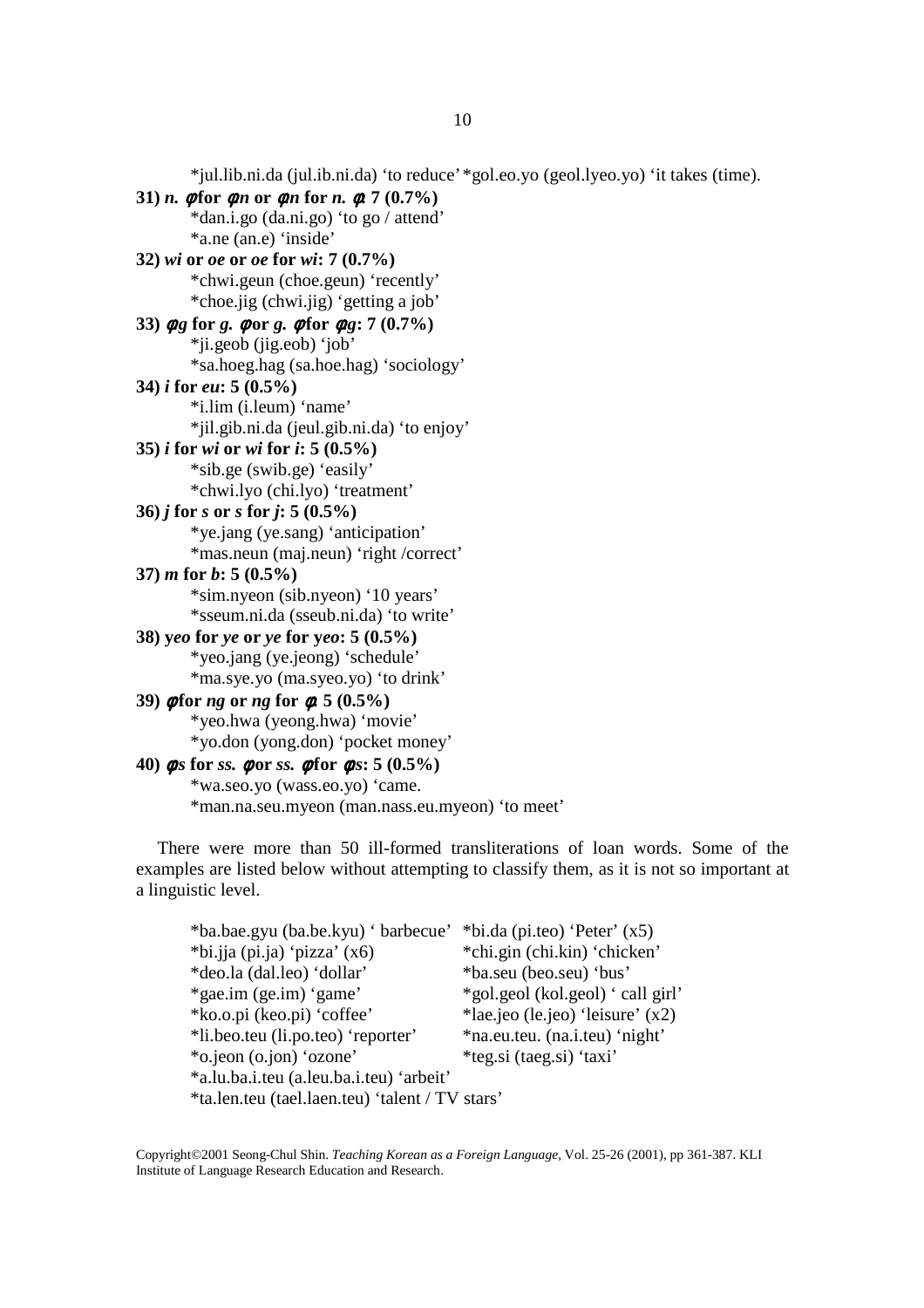*jul.lib.ni.da (jul.ib.ni.da) 'to reduce' *gol.eo.yo (geol.lyeo.yo) 'it takes (time).

**31) *n.* ϕ for ϕ*n* or ϕ*n* for *n.* ϕ: 7 (0.7%)**

*dan.i.go (da.ni.go) 'to go / attend'
*a.ne (an.e) 'inside'

**32) *wi* or *oe* or *oe* for *wi*: 7 (0.7%)**

*chwi.geun (choe.geun) 'recently'
*choe.jig (chwi.jig) 'getting a job'

**33) ϕ*g* for *g.* ϕ or *g.* ϕ for ϕ*g*: 7 (0.7%)**

*ji.geob (jig.eob) 'job'
*sa.hoeg.hag (sa.hoe.hag) 'sociology'

**34) *i* for *eu*: 5 (0.5%)**

*i.lim (i.leum) 'name'
*jil.gib.ni.da (jeul.gib.ni.da) 'to enjoy'

**35) *i* for *wi* or *wi* for *i*: 5 (0.5%)**

*sib.ge (swib.ge) 'easily'
*chwi.lyo (chi.lyo) 'treatment'

**36) *j* for *s* or *s* for *j*: 5 (0.5%)**

*ye.jang (ye.sang) 'anticipation'
*mas.neun (maj.neun) 'right /correct'

**37) *m* for *b*: 5 (0.5%)**

*sim.nyeon (sib.nyeon) '10 years'
*sseum.ni.da (sseub.ni.da) 'to write'

**38) y*eo* for *ye* or *ye* for y*eo*: 5 (0.5%)**

*yeo.jang (ye.jeong) 'schedule'
*ma.sye.yo (ma.syeo.yo) 'to drink'

**39) ϕ for *ng* or *ng* for ϕ: 5 (0.5%)**

*yeo.hwa (yeong.hwa) 'movie'
*yo.don (yong.don) 'pocket money'

**40) ϕ*s* for *ss.* ϕ or *ss.* ϕ for ϕ*s*: 5 (0.5%)**

*wa.seo.yo (wass.eo.yo) 'came.
*man.na.seu.myeon (man.nass.eu.myeon) 'to meet'

There were more than 50 ill-formed transliterations of loan words. Some of the examples are listed below without attempting to classify them, as it is not so important at a linguistic level.

*ba.bae.gyu (ba.be.kyu) ' barbecue' *bi.da (pi.teo) 'Peter' (x5)
*bi.jja (pi.ja) 'pizza' (x6) *chi.gin (chi.kin) 'chicken'
*deo.la (dal.leo) 'dollar' *ba.seu (beo.seu) 'bus'
*gae.im (ge.im) 'game' *gol.geol (kol.geol) ' call girl'
*ko.o.pi (keo.pi) 'coffee' *lae.jeo (le.jeo) 'leisure' (x2)
*li.beo.teu (li.po.teo) 'reporter' *na.eu.teu. (na.i.teu) 'night'
*o.jeon (o.jon) 'ozone' *teg.si (taeg.si) 'taxi'
*a.lu.ba.i.teu (a.leu.ba.i.teu) 'arbeit'
*ta.len.teu (tael.laen.teu) 'talent / TV stars'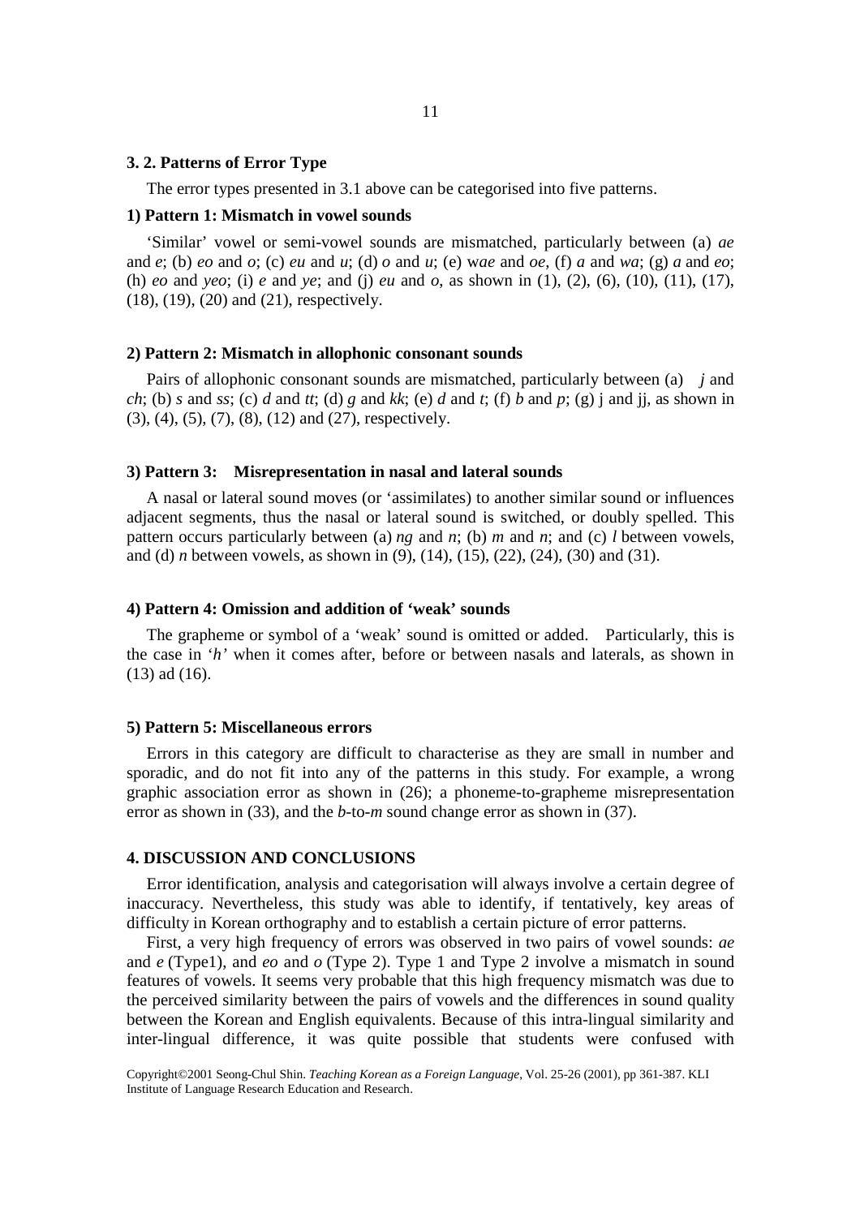### 3. 2. Patterns of Error Type

The error types presented in 3.1 above can be categorised into five patterns.

#### 1) Pattern 1: Mismatch in vowel sounds

'Similar' vowel or semi-vowel sounds are mismatched, particularly between (a) *ae* and *e*; (b) *eo* and *o*; (c) *eu* and *u*; (d) *o* and *u*; (e) w*ae* and *oe*, (f) *a* and *wa*; (g) *a* and *eo*; (h) *eo* and *yeo*; (i) *e* and *ye*; and (j) *eu* and *o*, as shown in (1), (2), (6), (10), (11), (17), (18), (19), (20) and (21), respectively.

#### 2) Pattern 2: Mismatch in allophonic consonant sounds

Pairs of allophonic consonant sounds are mismatched, particularly between (a) *j* and *ch*; (b) *s* and *ss*; (c) *d* and *tt*; (d) *g* and *kk*; (e) *d* and *t*; (f) *b* and *p*; (g) j and jj, as shown in (3), (4), (5), (7), (8), (12) and (27), respectively.

#### 3) Pattern 3: Misrepresentation in nasal and lateral sounds

A nasal or lateral sound moves (or 'assimilates) to another similar sound or influences adjacent segments, thus the nasal or lateral sound is switched, or doubly spelled. This pattern occurs particularly between (a) *ng* and *n*; (b) *m* and *n*; and (c) *l* between vowels, and (d) *n* between vowels, as shown in (9), (14), (15), (22), (24), (30) and (31).

#### 4) Pattern 4: Omission and addition of 'weak' sounds

The grapheme or symbol of a 'weak' sound is omitted or added. Particularly, this is the case in '*h'* when it comes after, before or between nasals and laterals, as shown in (13) ad (16).

#### 5) Pattern 5: Miscellaneous errors

Errors in this category are difficult to characterise as they are small in number and sporadic, and do not fit into any of the patterns in this study. For example, a wrong graphic association error as shown in (26); a phoneme-to-grapheme misrepresentation error as shown in (33), and the *b*-to-*m* sound change error as shown in (37).

## 4. DISCUSSION AND CONCLUSIONS

Error identification, analysis and categorisation will always involve a certain degree of inaccuracy. Nevertheless, this study was able to identify, if tentatively, key areas of difficulty in Korean orthography and to establish a certain picture of error patterns.

First, a very high frequency of errors was observed in two pairs of vowel sounds: *ae* and *e* (Type1), and *eo* and *o* (Type 2). Type 1 and Type 2 involve a mismatch in sound features of vowels. It seems very probable that this high frequency mismatch was due to the perceived similarity between the pairs of vowels and the differences in sound quality between the Korean and English equivalents. Because of this intra-lingual similarity and inter-lingual difference, it was quite possible that students were confused with

Copyright©2001 Seong-Chul Shin. *Teaching Korean as a Foreign Language*, Vol. 25-26 (2001), pp 361-387. KLI Institute of Language Research Education and Research.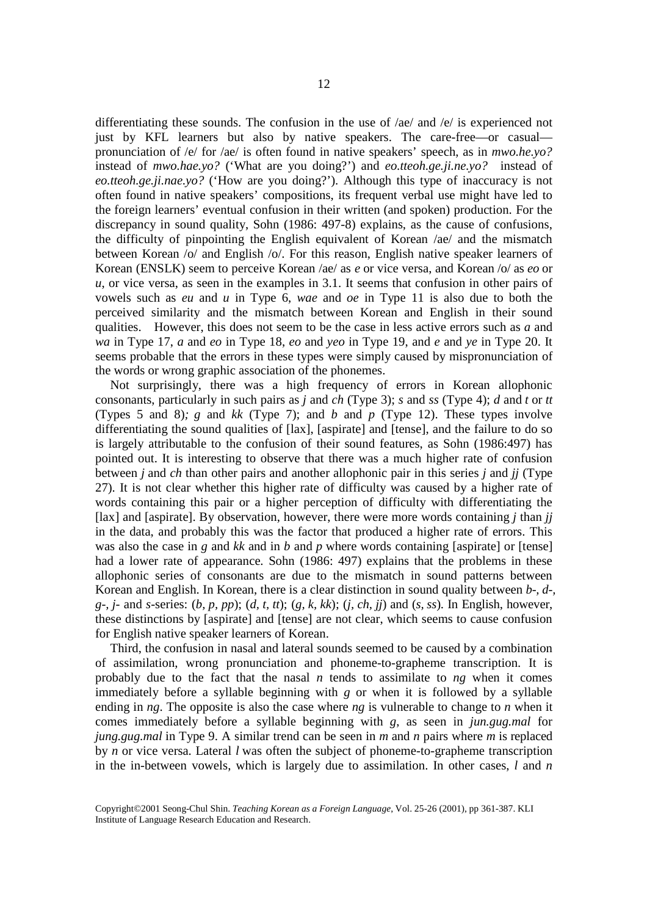differentiating these sounds. The confusion in the use of /ae/ and /e/ is experienced not just by KFL learners but also by native speakers. The care-free—or casual—pronunciation of /e/ for /ae/ is often found in native speakers' speech, as in *mwo.he.yo?* instead of *mwo.hae.yo?* ('What are you doing?') and *eo.tteoh.ge.ji.ne.yo?* instead of *eo.tteoh.ge.ji.nae.yo?* ('How are you doing?'). Although this type of inaccuracy is not often found in native speakers' compositions, its frequent verbal use might have led to the foreign learners' eventual confusion in their written (and spoken) production. For the discrepancy in sound quality, Sohn (1986: 497-8) explains, as the cause of confusions, the difficulty of pinpointing the English equivalent of Korean /ae/ and the mismatch between Korean /o/ and English /o/. For this reason, English native speaker learners of Korean (ENSLK) seem to perceive Korean /ae/ as *e* or vice versa, and Korean /o/ as *eo* or *u*, or vice versa, as seen in the examples in 3.1. It seems that confusion in other pairs of vowels such as *eu* and *u* in Type 6, *wae* and *oe* in Type 11 is also due to both the perceived similarity and the mismatch between Korean and English in their sound qualities. However, this does not seem to be the case in less active errors such as *a* and *wa* in Type 17, *a* and *eo* in Type 18, *eo* and *yeo* in Type 19, and *e* and *ye* in Type 20. It seems probable that the errors in these types were simply caused by mispronunciation of the words or wrong graphic association of the phonemes.

Not surprisingly, there was a high frequency of errors in Korean allophonic consonants, particularly in such pairs as *j* and *ch* (Type 3); *s* and *ss* (Type 4); *d* and *t* or *tt* (Types 5 and 8)*; g* and *kk* (Type 7); and *b* and *p* (Type 12). These types involve differentiating the sound qualities of [lax], [aspirate] and [tense], and the failure to do so is largely attributable to the confusion of their sound features, as Sohn (1986:497) has pointed out. It is interesting to observe that there was a much higher rate of confusion between *j* and *ch* than other pairs and another allophonic pair in this series *j* and *jj* (Type 27). It is not clear whether this higher rate of difficulty was caused by a higher rate of words containing this pair or a higher perception of difficulty with differentiating the [lax] and [aspirate]. By observation, however, there were more words containing *j* than *jj* in the data, and probably this was the factor that produced a higher rate of errors. This was also the case in *g* and *kk* and in *b* and *p* where words containing [aspirate] or [tense] had a lower rate of appearance. Sohn (1986: 497) explains that the problems in these allophonic series of consonants are due to the mismatch in sound patterns between Korean and English. In Korean, there is a clear distinction in sound quality between *b-*, *d-*, *g-*, *j-* and *s*-series: (*b, p, pp*); (*d, t, tt*); (*g, k, kk*); (*j, ch, jj*) and (*s, ss*). In English, however, these distinctions by [aspirate] and [tense] are not clear, which seems to cause confusion for English native speaker learners of Korean.

Third, the confusion in nasal and lateral sounds seemed to be caused by a combination of assimilation, wrong pronunciation and phoneme-to-grapheme transcription. It is probably due to the fact that the nasal *n* tends to assimilate to *ng* when it comes immediately before a syllable beginning with *g* or when it is followed by a syllable ending in *ng*. The opposite is also the case where *ng* is vulnerable to change to *n* when it comes immediately before a syllable beginning with *g*, as seen in *jun.gug.mal* for *jung.gug.mal* in Type 9. A similar trend can be seen in *m* and *n* pairs where *m* is replaced by *n* or vice versa. Lateral *l* was often the subject of phoneme-to-grapheme transcription in the in-between vowels, which is largely due to assimilation. In other cases, *l* and *n*

Copyright©2001 Seong-Chul Shin. *Teaching Korean as a Foreign Language*, Vol. 25-26 (2001), pp 361-387. KLI Institute of Language Research Education and Research.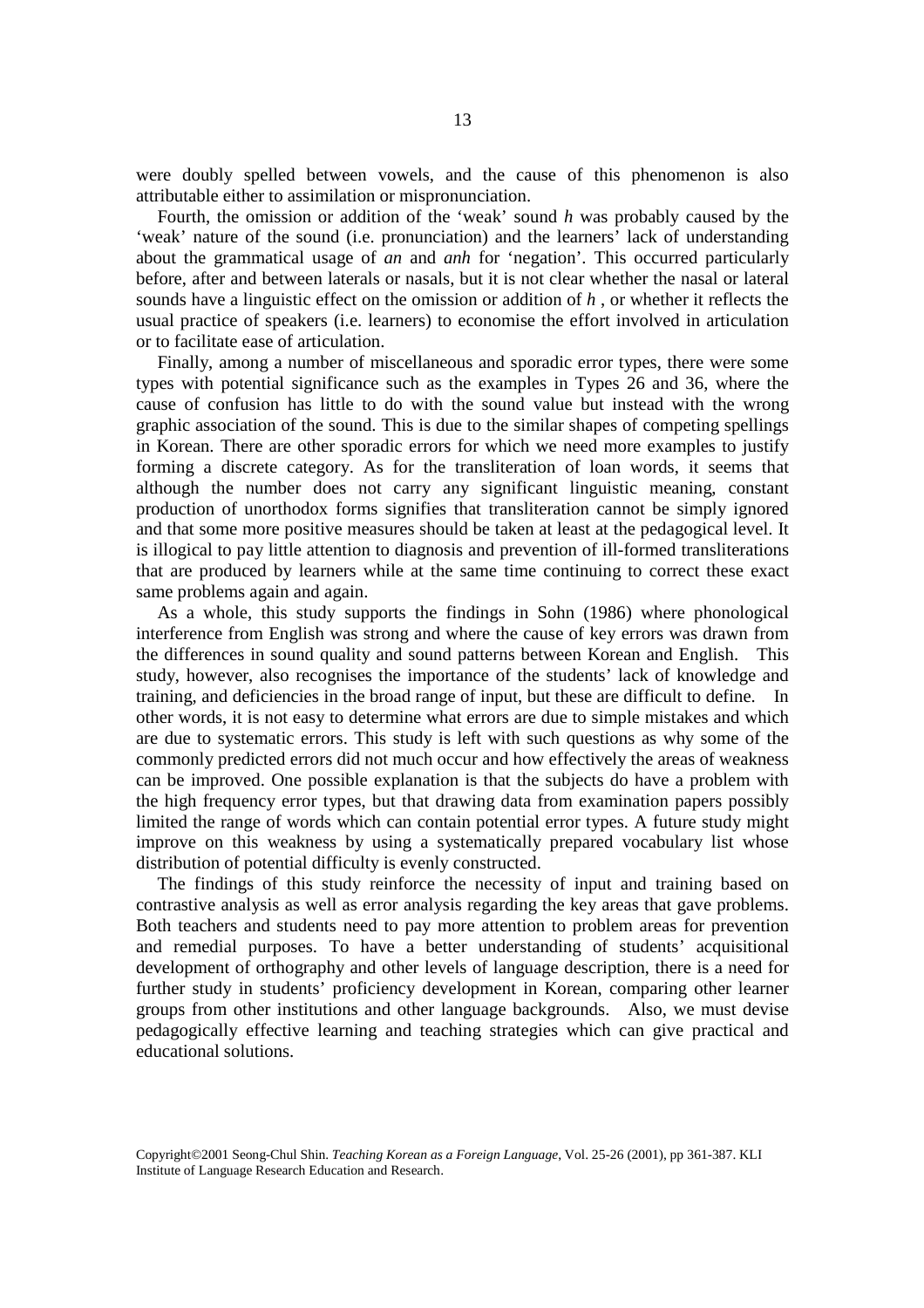were doubly spelled between vowels, and the cause of this phenomenon is also attributable either to assimilation or mispronunciation.

Fourth, the omission or addition of the 'weak' sound *h* was probably caused by the 'weak' nature of the sound (i.e. pronunciation) and the learners' lack of understanding about the grammatical usage of *an* and *anh* for 'negation'. This occurred particularly before, after and between laterals or nasals, but it is not clear whether the nasal or lateral sounds have a linguistic effect on the omission or addition of *h* , or whether it reflects the usual practice of speakers (i.e. learners) to economise the effort involved in articulation or to facilitate ease of articulation.

Finally, among a number of miscellaneous and sporadic error types, there were some types with potential significance such as the examples in Types 26 and 36, where the cause of confusion has little to do with the sound value but instead with the wrong graphic association of the sound. This is due to the similar shapes of competing spellings in Korean. There are other sporadic errors for which we need more examples to justify forming a discrete category. As for the transliteration of loan words, it seems that although the number does not carry any significant linguistic meaning, constant production of unorthodox forms signifies that transliteration cannot be simply ignored and that some more positive measures should be taken at least at the pedagogical level. It is illogical to pay little attention to diagnosis and prevention of ill-formed transliterations that are produced by learners while at the same time continuing to correct these exact same problems again and again.

As a whole, this study supports the findings in Sohn (1986) where phonological interference from English was strong and where the cause of key errors was drawn from the differences in sound quality and sound patterns between Korean and English. This study, however, also recognises the importance of the students' lack of knowledge and training, and deficiencies in the broad range of input, but these are difficult to define. In other words, it is not easy to determine what errors are due to simple mistakes and which are due to systematic errors. This study is left with such questions as why some of the commonly predicted errors did not much occur and how effectively the areas of weakness can be improved. One possible explanation is that the subjects do have a problem with the high frequency error types, but that drawing data from examination papers possibly limited the range of words which can contain potential error types. A future study might improve on this weakness by using a systematically prepared vocabulary list whose distribution of potential difficulty is evenly constructed.

The findings of this study reinforce the necessity of input and training based on contrastive analysis as well as error analysis regarding the key areas that gave problems. Both teachers and students need to pay more attention to problem areas for prevention and remedial purposes. To have a better understanding of students' acquisitional development of orthography and other levels of language description, there is a need for further study in students' proficiency development in Korean, comparing other learner groups from other institutions and other language backgrounds. Also, we must devise pedagogically effective learning and teaching strategies which can give practical and educational solutions.

Copyright©2001 Seong-Chul Shin. *Teaching Korean as a Foreign Language*, Vol. 25-26 (2001), pp 361-387. KLI Institute of Language Research Education and Research.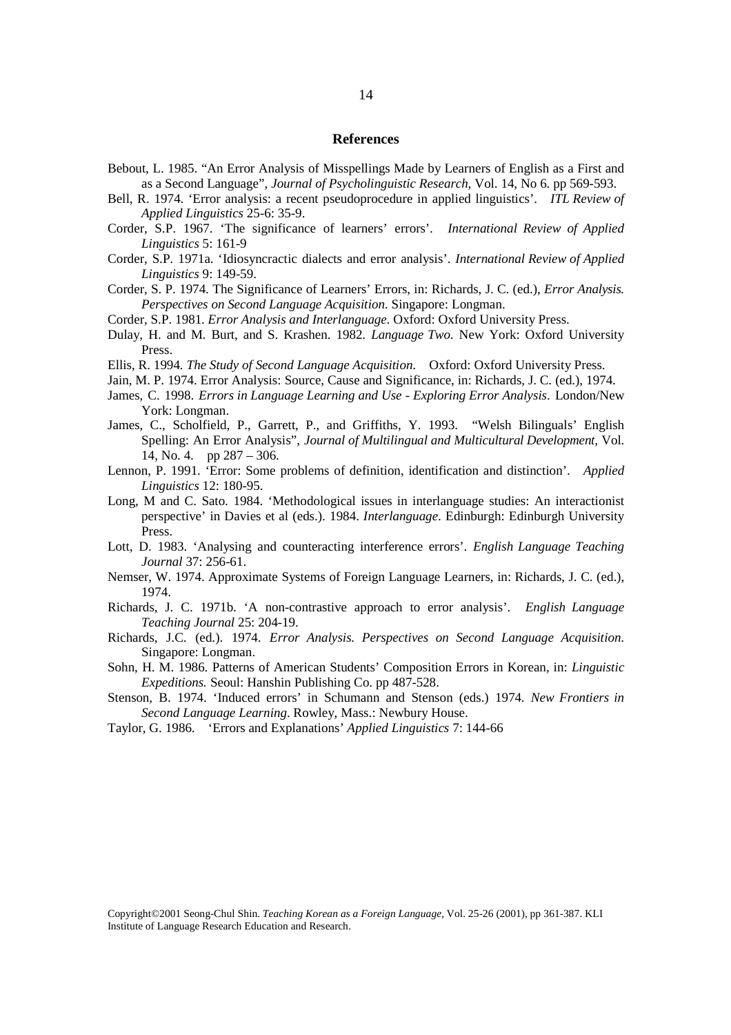## References

Bebout, L. 1985. "An Error Analysis of Misspellings Made by Learners of English as a First and as a Second Language", *Journal of Psycholinguistic Research,* Vol. 14, No 6. pp 569-593.

Bell, R. 1974. 'Error analysis: a recent pseudoprocedure in applied linguistics'. *ITL Review of Applied Linguistics* 25-6: 35-9.

Corder, S.P. 1967. 'The significance of learners' errors'. *International Review of Applied Linguistics* 5: 161-9

Corder, S.P. 1971a. 'Idiosyncractic dialects and error analysis'. *International Review of Applied Linguistics* 9: 149-59.

Corder, S. P. 1974. The Significance of Learners' Errors, in: Richards, J. C. (ed.), *Error Analysis. Perspectives on Second Language Acquisition.* Singapore: Longman.

Corder, S.P. 1981. *Error Analysis and Interlanguage*. Oxford: Oxford University Press.

Dulay, H. and M. Burt, and S. Krashen. 1982. *Language Two.* New York: Oxford University Press.

Ellis, R. 1994. *The Study of Second Language Acquisition.* Oxford: Oxford University Press.

Jain, M. P. 1974. Error Analysis: Source, Cause and Significance, in: Richards, J. C. (ed.), 1974.

James, C. 1998. *Errors in Language Learning and Use - Exploring Error Analysis*. London/New York: Longman.

James, C., Scholfield, P., Garrett, P., and Griffiths, Y. 1993. "Welsh Bilinguals' English Spelling: An Error Analysis", *Journal of Multilingual and Multicultural Development*, Vol. 14, No. 4. pp 287 – 306.

Lennon, P. 1991. 'Error: Some problems of definition, identification and distinction'. *Applied Linguistics* 12: 180-95.

Long, M and C. Sato. 1984. 'Methodological issues in interlanguage studies: An interactionist perspective' in Davies et al (eds.). 1984. *Interlanguage*. Edinburgh: Edinburgh University Press.

Lott, D. 1983. 'Analysing and counteracting interference errors'. *English Language Teaching Journal* 37: 256-61.

Nemser, W. 1974. Approximate Systems of Foreign Language Learners, in: Richards, J. C. (ed.), 1974.

Richards, J. C. 1971b. 'A non-contrastive approach to error analysis'. *English Language Teaching Journal* 25: 204-19.

Richards, J.C. (ed.). 1974. *Error Analysis. Perspectives on Second Language Acquisition.* Singapore: Longman.

Sohn, H. M. 1986. Patterns of American Students' Composition Errors in Korean, in: *Linguistic Expeditions.* Seoul: Hanshin Publishing Co. pp 487-528.

Stenson, B. 1974. 'Induced errors' in Schumann and Stenson (eds.) 1974. *New Frontiers in Second Language Learning*. Rowley, Mass.: Newbury House.

Taylor, G. 1986. 'Errors and Explanations' *Applied Linguistics* 7: 144-66

Copyright©2001 Seong-Chul Shin. *Teaching Korean as a Foreign Language*, Vol. 25-26 (2001), pp 361-387. KLI Institute of Language Research Education and Research.